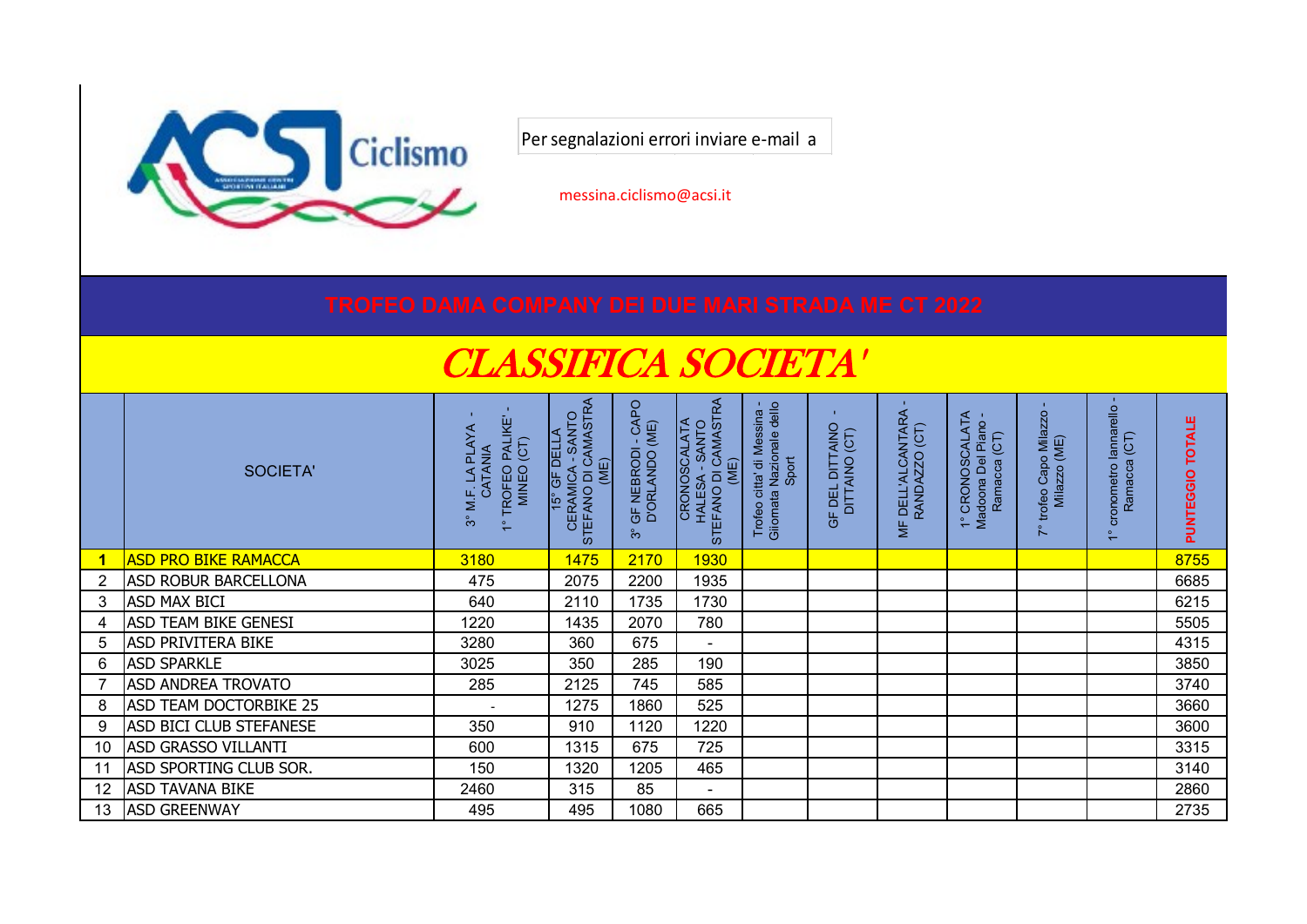Per segnalazioni errori inviare e-mail a

messina.ciclismo@acsi.it

# TROFEO DAMA COMPANY DEI DUE MARI STRADA ME CT 2022

## *CLASSIFICA SOCIETA'*

| | SOCIETA' | 3° M.F. LA PLAYA - CATANIA 1° TROFEO PALIKE' - MINEO (CT) | 15° GF DELLA CERAMICA - SANTO STEFANO DI CAMASTRA (ME) | 3° GF NEBRODI - CAPO D'ORLANDO (ME) | CRONOSCALATA HALESA - SANTO STEFANO DI CAMASTRA (ME) | Trofeo citta' di Messina - Giiornata Nazionale dello Sport | GF DEL DITTAINO - DITTAINO (CT) | MF DELL'ALCANTARA - RANDAZZO (CT) | 1° CRONOSCALATA Madoona Del Piano - Ramacca (CT) | 7° trofeo Capo Milazzo - Milazzo (ME) | 1° cronometro Iannarello - Ramacca (CT) | PUNTEGGIO TOTALE |
|---|---|---|---|---|---|---|---|---|---|---|---|---|
| 1 | ASD PRO BIKE RAMACCA | 3180 | 1475 | 2170 | 1930 | | | | | | | 8755 |
| 2 | ASD ROBUR BARCELLONA | 475 | 2075 | 2200 | 1935 | | | | | | | 6685 |
| 3 | ASD MAX BICI | 640 | 2110 | 1735 | 1730 | | | | | | | 6215 |
| 4 | ASD TEAM BIKE GENESI | 1220 | 1435 | 2070 | 780 | | | | | | | 5505 |
| 5 | ASD PRIVITERA BIKE | 3280 | 360 | 675 | - | | | | | | | 4315 |
| 6 | ASD SPARKLE | 3025 | 350 | 285 | 190 | | | | | | | 3850 |
| 7 | ASD ANDREA TROVATO | 285 | 2125 | 745 | 585 | | | | | | | 3740 |
| 8 | ASD TEAM DOCTORBIKE 25 | - | 1275 | 1860 | 525 | | | | | | | 3660 |
| 9 | ASD BICI CLUB STEFANESE | 350 | 910 | 1120 | 1220 | | | | | | | 3600 |
| 10 | ASD GRASSO VILLANTI | 600 | 1315 | 675 | 725 | | | | | | | 3315 |
| 11 | ASD SPORTING CLUB SOR. | 150 | 1320 | 1205 | 465 | | | | | | | 3140 |
| 12 | ASD TAVANA BIKE | 2460 | 315 | 85 | - | | | | | | | 2860 |
| 13 | ASD GREENWAY | 495 | 495 | 1080 | 665 | | | | | | | 2735 |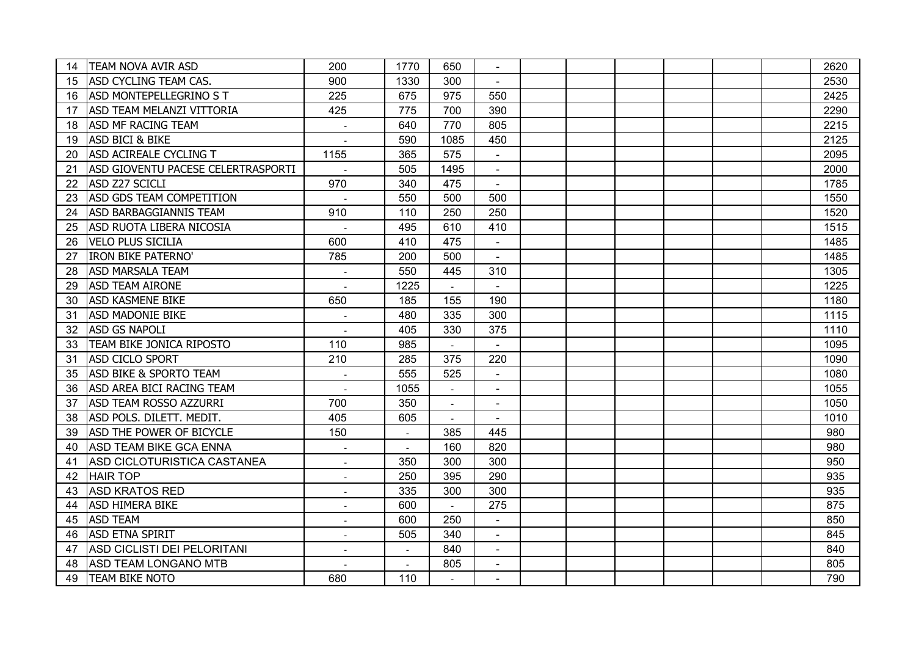| | | | | | | | | | | | | |
|---|---|---|---|---|---|---|---|---|---|---|---|---|
| 14 | TEAM NOVA AVIR ASD | 200 | 1770 | 650 | - | | | | | | | 2620 |
| 15 | ASD CYCLING TEAM CAS. | 900 | 1330 | 300 | - | | | | | | | 2530 |
| 16 | ASD MONTEPELLEGRINO S T | 225 | 675 | 975 | 550 | | | | | | | 2425 |
| 17 | ASD TEAM MELANZI VITTORIA | 425 | 775 | 700 | 390 | | | | | | | 2290 |
| 18 | ASD MF RACING TEAM | - | 640 | 770 | 805 | | | | | | | 2215 |
| 19 | ASD BICI & BIKE | - | 590 | 1085 | 450 | | | | | | | 2125 |
| 20 | ASD ACIREALE CYCLING T | 1155 | 365 | 575 | - | | | | | | | 2095 |
| 21 | ASD GIOVENTU PACESE CELERTRASPORTI | - | 505 | 1495 | - | | | | | | | 2000 |
| 22 | ASD Z27 SCICLI | 970 | 340 | 475 | - | | | | | | | 1785 |
| 23 | ASD GDS TEAM COMPETITION | - | 550 | 500 | 500 | | | | | | | 1550 |
| 24 | ASD BARBAGGIANNIS TEAM | 910 | 110 | 250 | 250 | | | | | | | 1520 |
| 25 | ASD RUOTA LIBERA NICOSIA | - | 495 | 610 | 410 | | | | | | | 1515 |
| 26 | VELO PLUS SICILIA | 600 | 410 | 475 | - | | | | | | | 1485 |
| 27 | IRON BIKE PATERNO' | 785 | 200 | 500 | - | | | | | | | 1485 |
| 28 | ASD MARSALA TEAM | - | 550 | 445 | 310 | | | | | | | 1305 |
| 29 | ASD TEAM AIRONE | - | 1225 | - | - | | | | | | | 1225 |
| 30 | ASD KASMENE BIKE | 650 | 185 | 155 | 190 | | | | | | | 1180 |
| 31 | ASD MADONIE BIKE | - | 480 | 335 | 300 | | | | | | | 1115 |
| 32 | ASD GS NAPOLI | - | 405 | 330 | 375 | | | | | | | 1110 |
| 33 | TEAM BIKE JONICA RIPOSTO | 110 | 985 | - | - | | | | | | | 1095 |
| 31 | ASD CICLO SPORT | 210 | 285 | 375 | 220 | | | | | | | 1090 |
| 35 | ASD BIKE & SPORTO TEAM | - | 555 | 525 | - | | | | | | | 1080 |
| 36 | ASD AREA BICI RACING TEAM | - | 1055 | - | - | | | | | | | 1055 |
| 37 | ASD TEAM ROSSO AZZURRI | 700 | 350 | - | - | | | | | | | 1050 |
| 38 | ASD POLS. DILETT. MEDIT. | 405 | 605 | - | - | | | | | | | 1010 |
| 39 | ASD THE POWER OF BICYCLE | 150 | - | 385 | 445 | | | | | | | 980 |
| 40 | ASD TEAM BIKE GCA ENNA | - | - | 160 | 820 | | | | | | | 980 |
| 41 | ASD CICLOTURISTICA CASTANEA | - | 350 | 300 | 300 | | | | | | | 950 |
| 42 | HAIR TOP | - | 250 | 395 | 290 | | | | | | | 935 |
| 43 | ASD KRATOS RED | - | 335 | 300 | 300 | | | | | | | 935 |
| 44 | ASD HIMERA BIKE | - | 600 | - | 275 | | | | | | | 875 |
| 45 | ASD TEAM | - | 600 | 250 | - | | | | | | | 850 |
| 46 | ASD ETNA SPIRIT | - | 505 | 340 | - | | | | | | | 845 |
| 47 | ASD CICLISTI DEI PELORITANI | - | - | 840 | - | | | | | | | 840 |
| 48 | ASD TEAM LONGANO MTB | - | - | 805 | - | | | | | | | 805 |
| 49 | TEAM BIKE NOTO | 680 | 110 | - | - | | | | | | | 790 |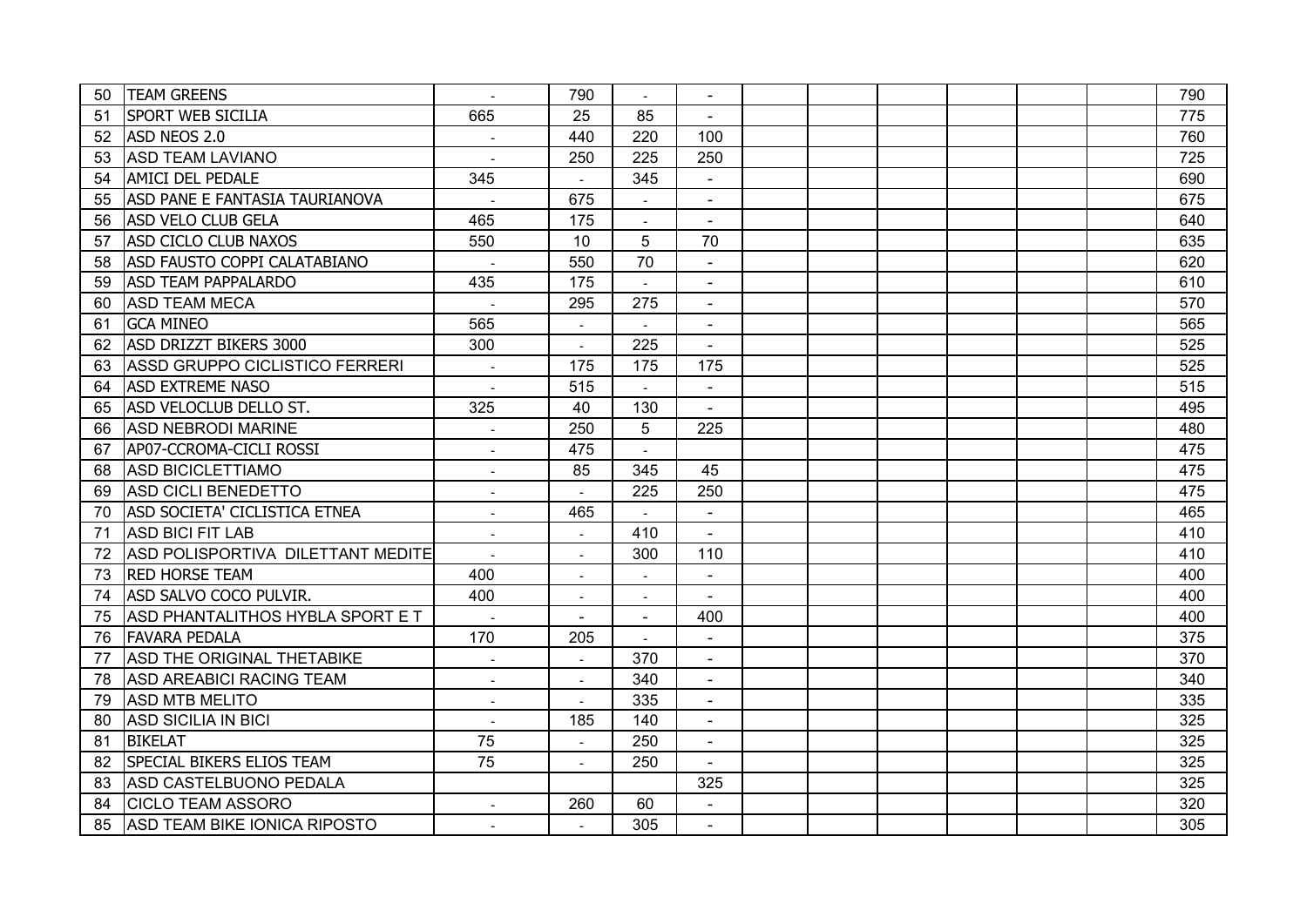| | | | | | | | | | | | | | |
|---|---|---|---|---|---|---|---|---|---|---|---|---|---|
| 50 | TEAM GREENS | - | 790 | - | - | | | | | | | 790 |
| 51 | SPORT WEB SICILIA | 665 | 25 | 85 | - | | | | | | | 775 |
| 52 | ASD NEOS 2.0 | - | 440 | 220 | 100 | | | | | | | 760 |
| 53 | ASD TEAM LAVIANO | - | 250 | 225 | 250 | | | | | | | 725 |
| 54 | AMICI DEL PEDALE | 345 | - | 345 | - | | | | | | | 690 |
| 55 | ASD PANE E FANTASIA TAURIANOVA | - | 675 | - | - | | | | | | | 675 |
| 56 | ASD VELO CLUB GELA | 465 | 175 | - | - | | | | | | | 640 |
| 57 | ASD CICLO CLUB NAXOS | 550 | 10 | 5 | 70 | | | | | | | 635 |
| 58 | ASD FAUSTO COPPI CALATABIANO | - | 550 | 70 | - | | | | | | | 620 |
| 59 | ASD TEAM PAPPALARDO | 435 | 175 | - | - | | | | | | | 610 |
| 60 | ASD TEAM MECA | - | 295 | 275 | - | | | | | | | 570 |
| 61 | GCA MINEO | 565 | - | - | - | | | | | | | 565 |
| 62 | ASD DRIZZT BIKERS 3000 | 300 | - | 225 | - | | | | | | | 525 |
| 63 | ASSD GRUPPO CICLISTICO FERRERI | - | 175 | 175 | 175 | | | | | | | 525 |
| 64 | ASD EXTREME NASO | - | 515 | - | - | | | | | | | 515 |
| 65 | ASD VELOCLUB DELLO ST. | 325 | 40 | 130 | - | | | | | | | 495 |
| 66 | ASD NEBRODI MARINE | - | 250 | 5 | 225 | | | | | | | 480 |
| 67 | AP07-CCROMA-CICLI ROSSI | - | 475 | - | | | | | | | | 475 |
| 68 | ASD BICICLETTIAMO | - | 85 | 345 | 45 | | | | | | | 475 |
| 69 | ASD CICLI BENEDETTO | - | - | 225 | 250 | | | | | | | 475 |
| 70 | ASD SOCIETA' CICLISTICA ETNEA | - | 465 | - | - | | | | | | | 465 |
| 71 | ASD BICI FIT LAB | - | - | 410 | - | | | | | | | 410 |
| 72 | ASD POLISPORTIVA DILETTANT MEDITE | - | - | 300 | 110 | | | | | | | 410 |
| 73 | RED HORSE TEAM | 400 | - | - | - | | | | | | | 400 |
| 74 | ASD SALVO COCO PULVIR. | 400 | - | - | - | | | | | | | 400 |
| 75 | ASD PHANTALITHOS HYBLA SPORT E T | - | - | - | 400 | | | | | | | 400 |
| 76 | FAVARA PEDALA | 170 | 205 | - | - | | | | | | | 375 |
| 77 | ASD THE ORIGINAL THETABIKE | - | - | 370 | - | | | | | | | 370 |
| 78 | ASD AREABICI RACING TEAM | - | - | 340 | - | | | | | | | 340 |
| 79 | ASD MTB MELITO | - | - | 335 | - | | | | | | | 335 |
| 80 | ASD SICILIA IN BICI | - | 185 | 140 | - | | | | | | | 325 |
| 81 | BIKELAT | 75 | - | 250 | - | | | | | | | 325 |
| 82 | SPECIAL BIKERS ELIOS TEAM | 75 | - | 250 | - | | | | | | | 325 |
| 83 | ASD CASTELBUONO PEDALA | | | | 325 | | | | | | | 325 |
| 84 | CICLO TEAM ASSORO | - | 260 | 60 | - | | | | | | | 320 |
| 85 | ASD TEAM BIKE IONICA RIPOSTO | - | - | 305 | - | | | | | | | 305 |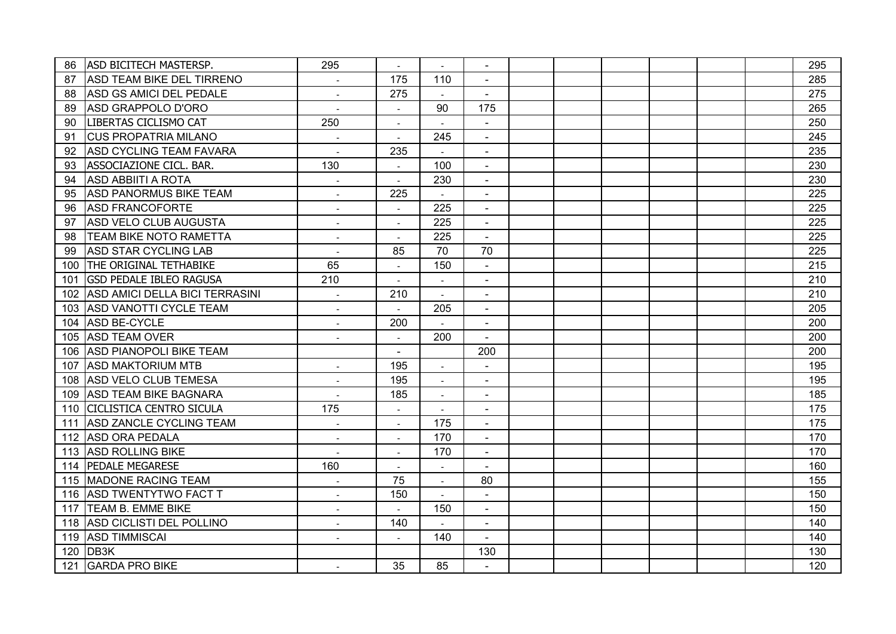| | | | | | | | | | | | | |
|---|---|---|---|---|---|---|---|---|---|---|---|---|
| 86 | ASD BICITECH MASTERSP. | 295 | - | - | - | | | | | | | 295 |
| 87 | ASD TEAM BIKE DEL TIRRENO | - | 175 | 110 | - | | | | | | | 285 |
| 88 | ASD GS AMICI DEL PEDALE | - | 275 | - | - | | | | | | | 275 |
| 89 | ASD GRAPPOLO D'ORO | - | - | 90 | 175 | | | | | | | 265 |
| 90 | LIBERTAS CICLISMO CAT | 250 | - | - | - | | | | | | | 250 |
| 91 | CUS PROPATRIA MILANO | - | - | 245 | - | | | | | | | 245 |
| 92 | ASD CYCLING TEAM FAVARA | - | 235 | - | - | | | | | | | 235 |
| 93 | ASSOCIAZIONE CICL. BAR. | 130 | - | 100 | - | | | | | | | 230 |
| 94 | ASD ABBIITI A ROTA | - | - | 230 | - | | | | | | | 230 |
| 95 | ASD PANORMUS BIKE TEAM | - | 225 | - | - | | | | | | | 225 |
| 96 | ASD FRANCOFORTE | - | - | 225 | - | | | | | | | 225 |
| 97 | ASD VELO CLUB AUGUSTA | - | - | 225 | - | | | | | | | 225 |
| 98 | TEAM BIKE NOTO RAMETTA | - | - | 225 | - | | | | | | | 225 |
| 99 | ASD STAR CYCLING LAB | - | 85 | 70 | 70 | | | | | | | 225 |
| 100 | THE ORIGINAL TETHABIKE | 65 | - | 150 | - | | | | | | | 215 |
| 101 | GSD PEDALE IBLEO RAGUSA | 210 | - | - | - | | | | | | | 210 |
| 102 | ASD AMICI DELLA BICI TERRASINI | - | 210 | - | - | | | | | | | 210 |
| 103 | ASD VANOTTI CYCLE TEAM | - | - | 205 | - | | | | | | | 205 |
| 104 | ASD BE-CYCLE | - | 200 | - | - | | | | | | | 200 |
| 105 | ASD TEAM OVER | - | - | 200 | - | | | | | | | 200 |
| 106 | ASD PIANOPOLI BIKE TEAM | | - | | 200 | | | | | | | 200 |
| 107 | ASD MAKTORIUM MTB | - | 195 | - | - | | | | | | | 195 |
| 108 | ASD VELO CLUB TEMESA | - | 195 | - | - | | | | | | | 195 |
| 109 | ASD TEAM BIKE BAGNARA | - | 185 | - | - | | | | | | | 185 |
| 110 | CICLISTICA CENTRO SICULA | 175 | - | - | - | | | | | | | 175 |
| 111 | ASD ZANCLE CYCLING TEAM | - | - | 175 | - | | | | | | | 175 |
| 112 | ASD ORA PEDALA | - | - | 170 | - | | | | | | | 170 |
| 113 | ASD ROLLING BIKE | - | - | 170 | - | | | | | | | 170 |
| 114 | PEDALE MEGARESE | 160 | - | - | - | | | | | | | 160 |
| 115 | MADONE RACING TEAM | - | 75 | - | 80 | | | | | | | 155 |
| 116 | ASD TWENTYTWO FACT T | - | 150 | - | - | | | | | | | 150 |
| 117 | TEAM B. EMME BIKE | - | - | 150 | - | | | | | | | 150 |
| 118 | ASD CICLISTI DEL POLLINO | - | 140 | - | - | | | | | | | 140 |
| 119 | ASD TIMMISCAI | - | - | 140 | - | | | | | | | 140 |
| 120 | DB3K | | | | 130 | | | | | | | 130 |
| 121 | GARDA PRO BIKE | - | 35 | 85 | - | | | | | | | 120 |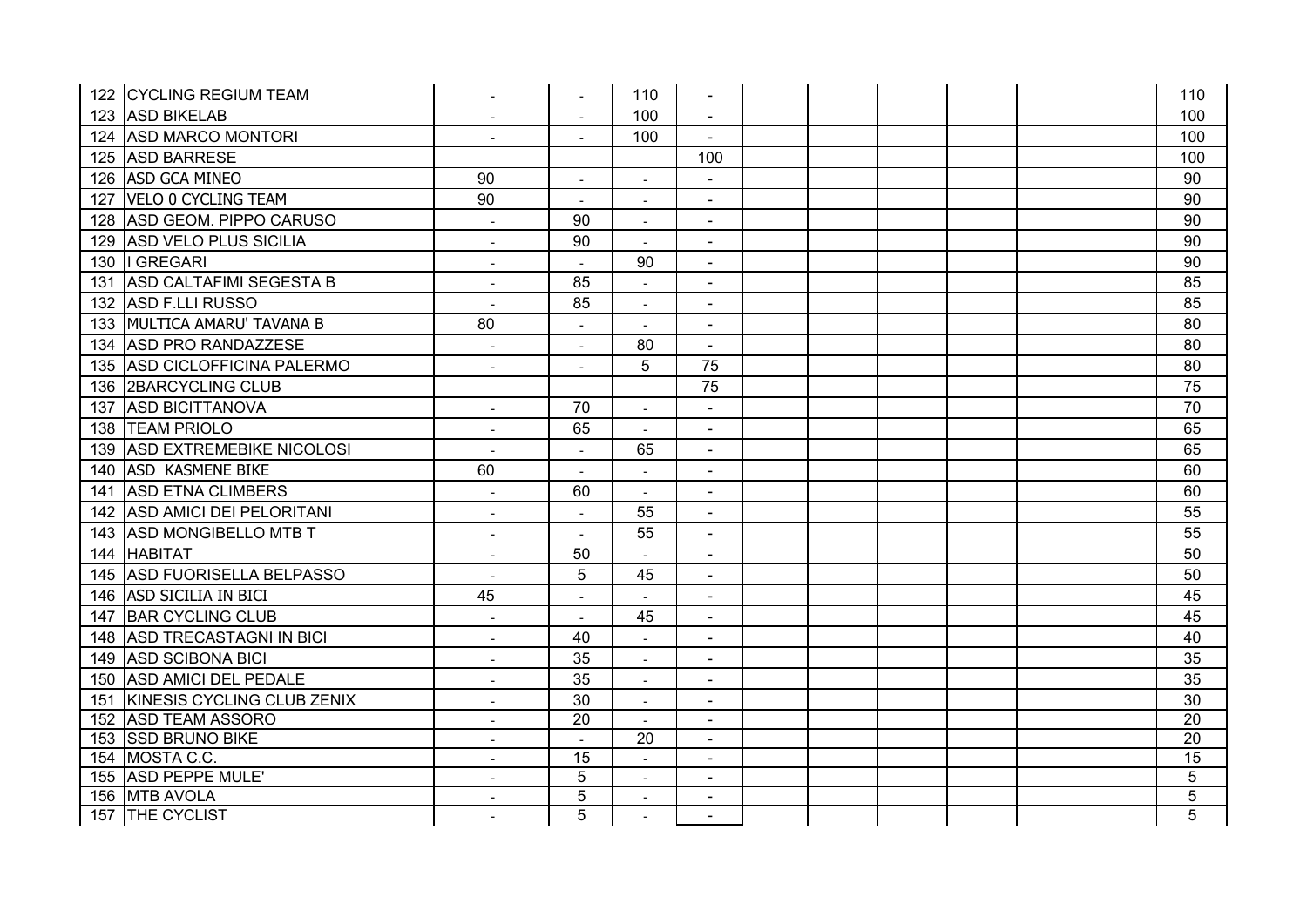| | | | | | | | | | | | | |
|---|---|---|---|---|---|---|---|---|---|---|---|---|
| 122 | CYCLING REGIUM TEAM | - | - | 110 | - | | | | | | | 110 |
| 123 | ASD BIKELAB | - | - | 100 | - | | | | | | | 100 |
| 124 | ASD MARCO MONTORI | - | - | 100 | - | | | | | | | 100 |
| 125 | ASD BARRESE | | | | 100 | | | | | | | 100 |
| 126 | ASD GCA MINEO | 90 | - | - | - | | | | | | | 90 |
| 127 | VELO 0 CYCLING TEAM | 90 | - | - | - | | | | | | | 90 |
| 128 | ASD GEOM. PIPPO CARUSO | - | 90 | - | - | | | | | | | 90 |
| 129 | ASD VELO PLUS SICILIA | - | 90 | - | - | | | | | | | 90 |
| 130 | I GREGARI | - | - | 90 | - | | | | | | | 90 |
| 131 | ASD CALTAFIMI SEGESTA B | - | 85 | - | - | | | | | | | 85 |
| 132 | ASD F.LLI RUSSO | - | 85 | - | - | | | | | | | 85 |
| 133 | MULTICA AMARU' TAVANA B | 80 | - | - | - | | | | | | | 80 |
| 134 | ASD PRO RANDAZZESE | - | - | 80 | - | | | | | | | 80 |
| 135 | ASD CICLOFFICINA PALERMO | - | - | 5 | 75 | | | | | | | 80 |
| 136 | 2BARCYCLING CLUB | | | | 75 | | | | | | | 75 |
| 137 | ASD BICITTANOVA | - | 70 | - | - | | | | | | | 70 |
| 138 | TEAM PRIOLO | - | 65 | - | - | | | | | | | 65 |
| 139 | ASD EXTREMEBIKE NICOLOSI | - | - | 65 | - | | | | | | | 65 |
| 140 | ASD KASMENE BIKE | 60 | - | - | - | | | | | | | 60 |
| 141 | ASD ETNA CLIMBERS | - | 60 | - | - | | | | | | | 60 |
| 142 | ASD AMICI DEI PELORITANI | - | - | 55 | - | | | | | | | 55 |
| 143 | ASD MONGIBELLO MTB T | - | - | 55 | - | | | | | | | 55 |
| 144 | HABITAT | - | 50 | - | - | | | | | | | 50 |
| 145 | ASD FUORISELLA BELPASSO | - | 5 | 45 | - | | | | | | | 50 |
| 146 | ASD SICILIA IN BICI | 45 | - | - | - | | | | | | | 45 |
| 147 | BAR CYCLING CLUB | - | - | 45 | - | | | | | | | 45 |
| 148 | ASD TRECASTAGNI IN BICI | - | 40 | - | - | | | | | | | 40 |
| 149 | ASD SCIBONA BICI | - | 35 | - | - | | | | | | | 35 |
| 150 | ASD AMICI DEL PEDALE | - | 35 | - | - | | | | | | | 35 |
| 151 | KINESIS CYCLING CLUB ZENIX | - | 30 | - | - | | | | | | | 30 |
| 152 | ASD TEAM ASSORO | - | 20 | - | - | | | | | | | 20 |
| 153 | SSD BRUNO BIKE | - | - | 20 | - | | | | | | | 20 |
| 154 | MOSTA C.C. | - | 15 | - | - | | | | | | | 15 |
| 155 | ASD PEPPE MULE' | - | 5 | - | - | | | | | | | 5 |
| 156 | MTB AVOLA | - | 5 | - | - | | | | | | | 5 |
| 157 | THE CYCLIST | - | 5 | - | - | | | | | | | 5 |